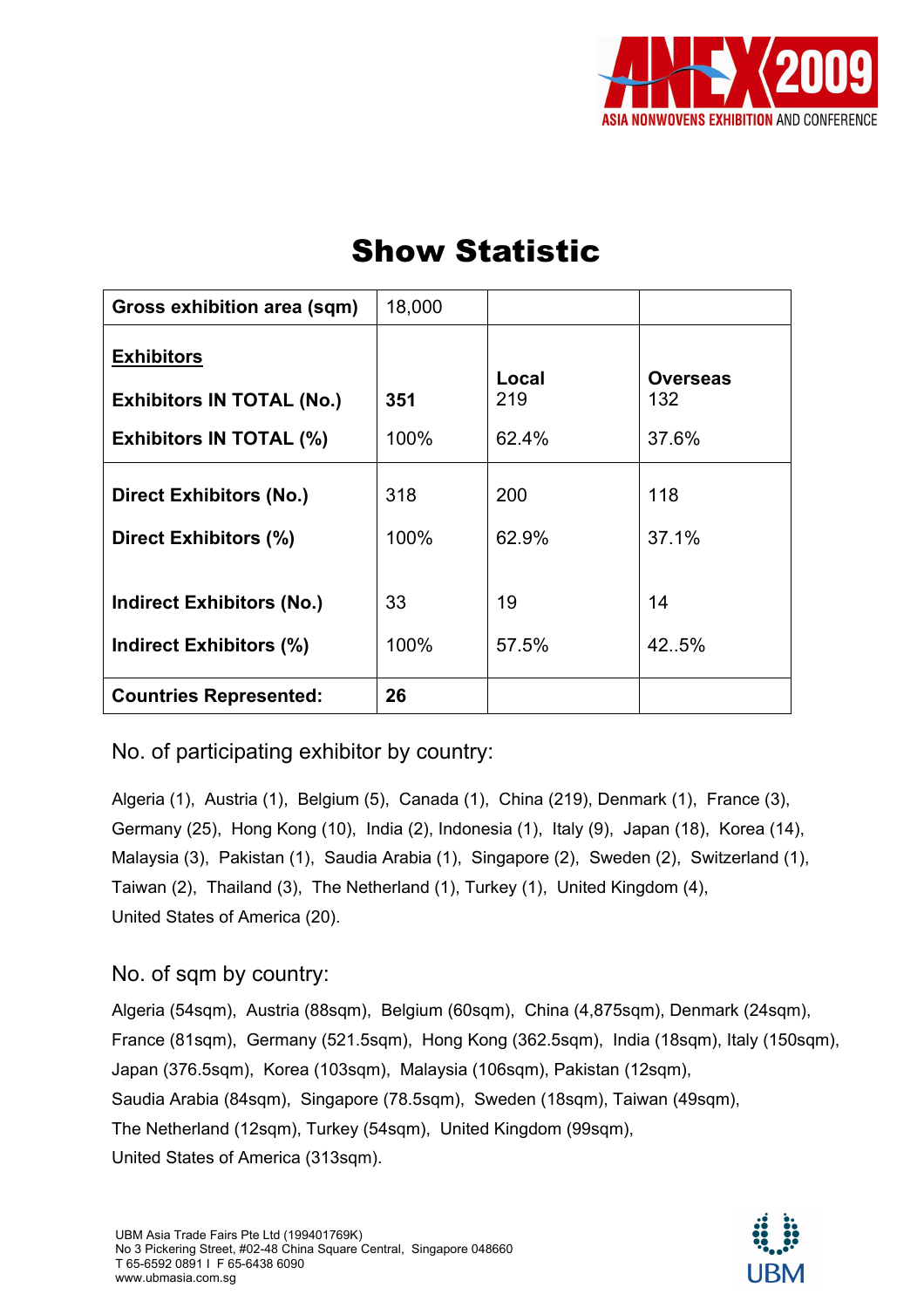# Show Statistic

| Gross exhibition area (sqm) | 18,000 | | |
|---|---|---|---|
| **Exhibitors** | | **Local** | **Overseas** |
| **Exhibitors IN TOTAL (No.)** | **351** | 219 | 132 |
| **Exhibitors IN TOTAL (%)** | 100% | 62.4% | 37.6% |
| **Direct Exhibitors (No.)** | 318 | 200 | 118 |
| **Direct Exhibitors (%)** | 100% | 62.9% | 37.1% |
| **Indirect Exhibitors (No.)** | 33 | 19 | 14 |
| **Indirect Exhibitors (%)** | 100% | 57.5% | 42..5% |
| **Countries Represented:** | **26** | | |

## No. of participating exhibitor by country:

Algeria (1), Austria (1), Belgium (5), Canada (1), China (219), Denmark (1), France (3), Germany (25), Hong Kong (10), India (2), Indonesia (1), Italy (9), Japan (18), Korea (14), Malaysia (3), Pakistan (1), Saudia Arabia (1), Singapore (2), Sweden (2), Switzerland (1), Taiwan (2), Thailand (3), The Netherland (1), Turkey (1), United Kingdom (4), United States of America (20).

## No. of sqm by country:

Algeria (54sqm), Austria (88sqm), Belgium (60sqm), China (4,875sqm), Denmark (24sqm), France (81sqm), Germany (521.5sqm), Hong Kong (362.5sqm), India (18sqm), Italy (150sqm), Japan (376.5sqm), Korea (103sqm), Malaysia (106sqm), Pakistan (12sqm), Saudia Arabia (84sqm), Singapore (78.5sqm), Sweden (18sqm), Taiwan (49sqm), The Netherland (12sqm), Turkey (54sqm), United Kingdom (99sqm), United States of America (313sqm).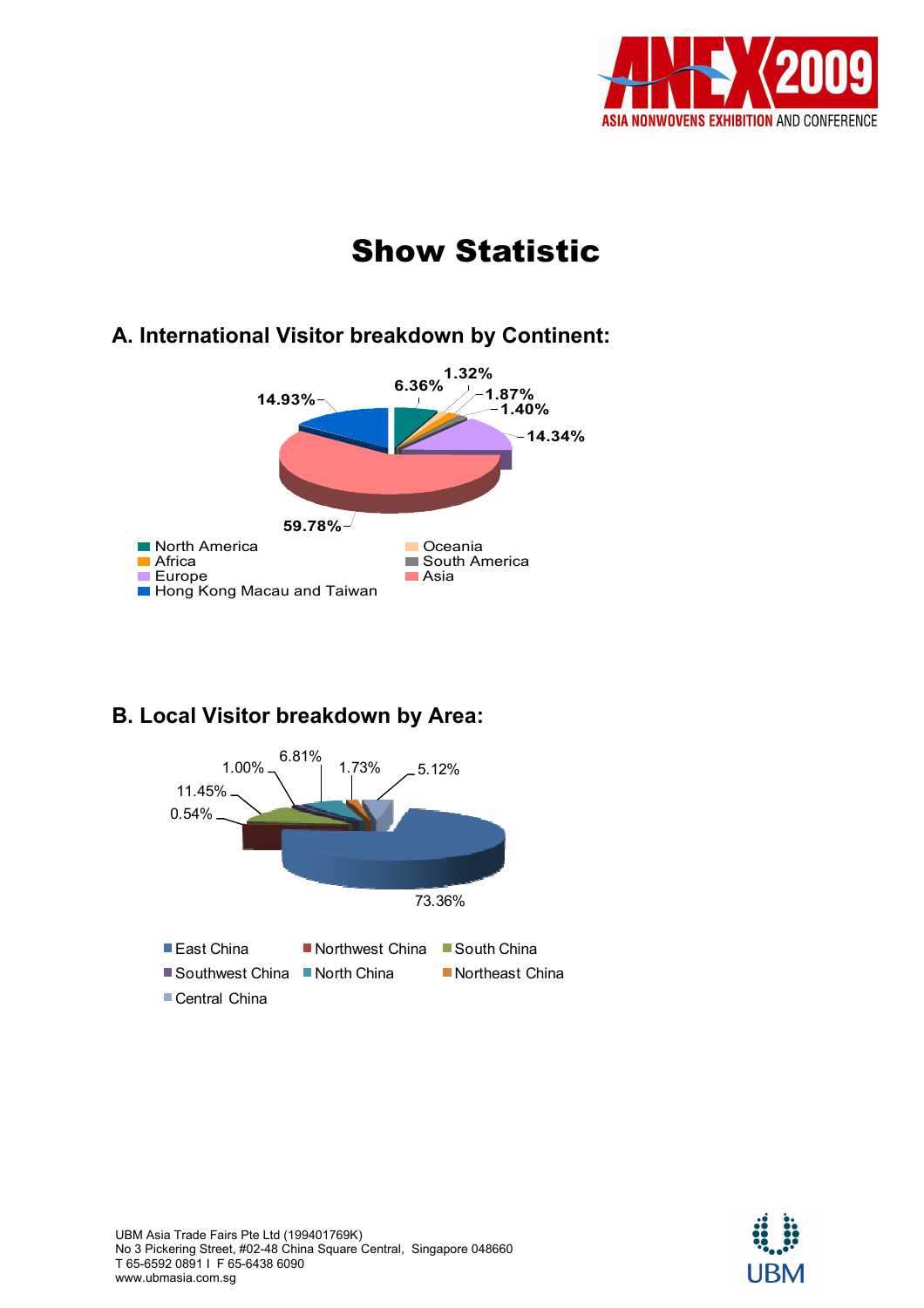# Show Statistic

## A. International Visitor breakdown by Continent:

| Continent | Percentage |
|---|---|
| North America | 6.36% |
| Oceania | 1.32% |
| Africa | 1.87% |
| South America | 1.40% |
| Europe | 14.34% |
| Asia | 59.78% |
| Hong Kong Macau and Taiwan | 14.93% |

## B. Local Visitor breakdown by Area:

| Area | Percentage |
|---|---|
| East China | 73.36% |
| Northwest China | 0.54% |
| South China | 11.45% |
| Southwest China | 1.00% |
| North China | 6.81% |
| Northeast China | 1.73% |
| Central China | 5.12% |

UBM Asia Trade Fairs Pte Ltd (199401769K)
No 3 Pickering Street, #02-48 China Square Central, Singapore 048660
T 65-6592 0891 I F 65-6438 6090
www.ubmasia.com.sg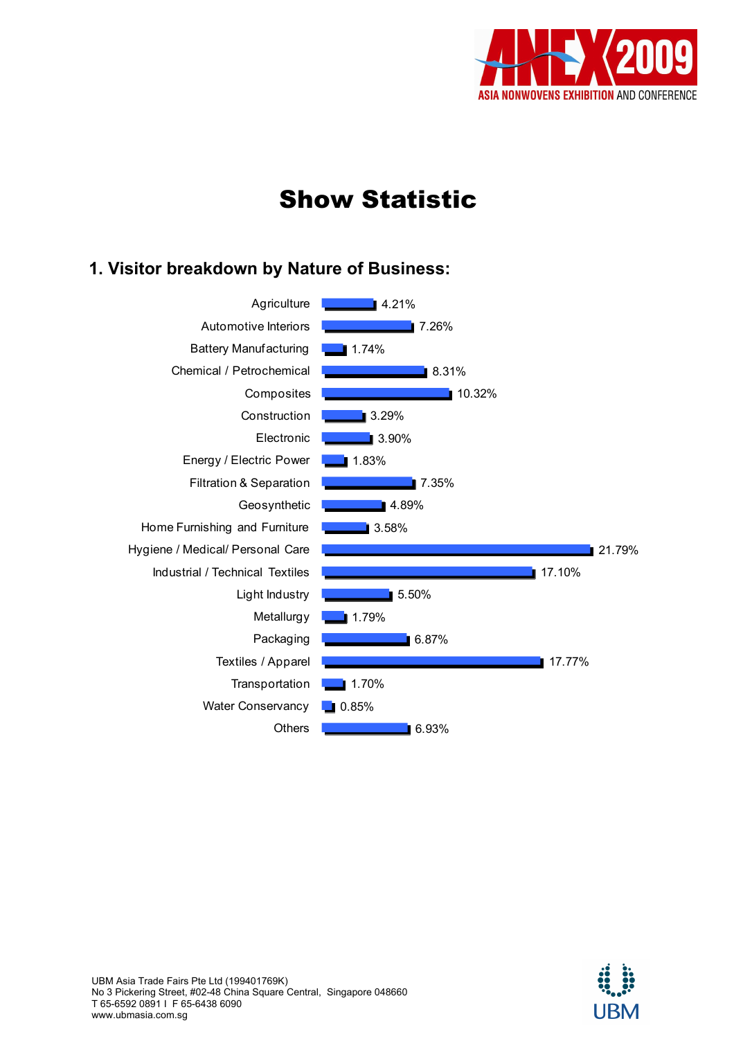# Show Statistic

## 1. Visitor breakdown by Nature of Business:

| Nature of Business | Percentage |
| --- | --- |
| Agriculture | 4.21% |
| Automotive Interiors | 7.26% |
| Battery Manufacturing | 1.74% |
| Chemical / Petrochemical | 8.31% |
| Composites | 10.32% |
| Construction | 3.29% |
| Electronic | 3.90% |
| Energy / Electric Power | 1.83% |
| Filtration & Separation | 7.35% |
| Geosynthetic | 4.89% |
| Home Furnishing and Furniture | 3.58% |
| Hygiene / Medical/ Personal Care | 21.79% |
| Industrial / Technical Textiles | 17.10% |
| Light Industry | 5.50% |
| Metallurgy | 1.79% |
| Packaging | 6.87% |
| Textiles / Apparel | 17.77% |
| Transportation | 1.70% |
| Water Conservancy | 0.85% |
| Others | 6.93% |

UBM Asia Trade Fairs Pte Ltd (199401769K)
No 3 Pickering Street, #02-48 China Square Central, Singapore 048660
T 65-6592 0891 I F 65-6438 6090
www.ubmasia.com.sg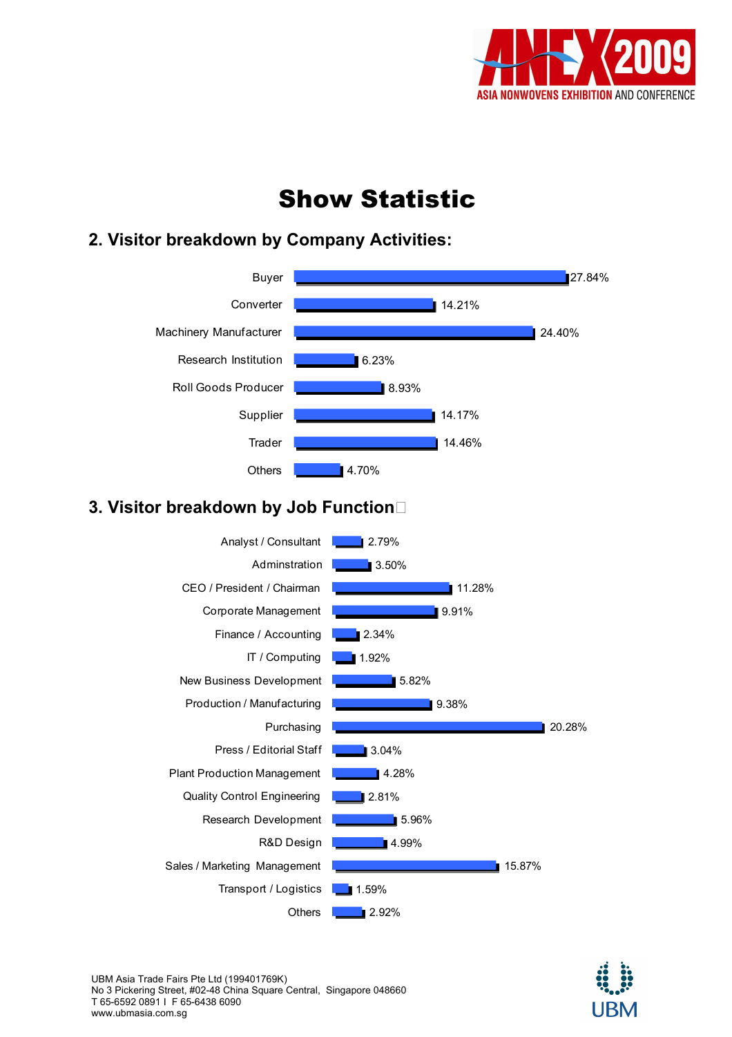ANEX 2009
ASIA NONWOVENS EXHIBITION AND CONFERENCE

# Show Statistic

## 2. Visitor breakdown by Company Activities:

Buyer 27.84%
Converter 14.21%
Machinery Manufacturer 24.40%
Research Institution 6.23%
Roll Goods Producer 8.93%
Supplier 14.17%
Trader 14.46%
Others 4.70%

## 3. Visitor breakdown by Job Function

Analyst / Consultant 2.79%
Adminstration 3.50%
CEO / President / Chairman 11.28%
Corporate Management 9.91%
Finance / Accounting 2.34%
IT / Computing 1.92%
New Business Development 5.82%
Production / Manufacturing 9.38%
Purchasing 20.28%
Press / Editorial Staff 3.04%
Plant Production Management 4.28%
Quality Control Engineering 2.81%
Research Development 5.96%
R&D Design 4.99%
Sales / Marketing Management 15.87%
Transport / Logistics 1.59%
Others 2.92%

UBM Asia Trade Fairs Pte Ltd (199401769K)
No 3 Pickering Street, #02-48 China Square Central, Singapore 048660
T 65-6592 0891 I F 65-6438 6090
www.ubmasia.com.sg

UBM